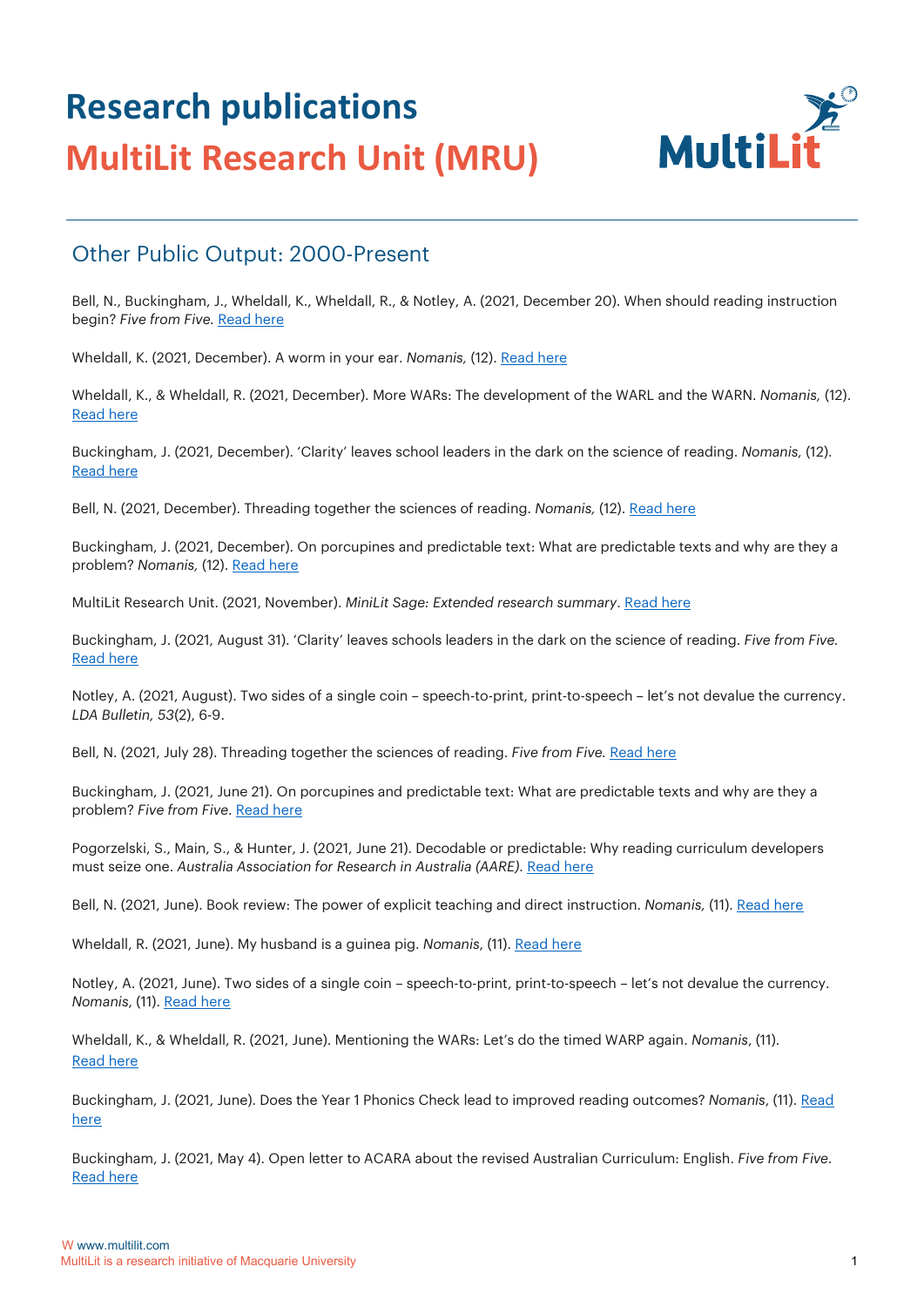# Research publications

# MultiLit Research Unit (MRU)

## Other Public Output: 2000-Present

Bell, N., Buckingham, J., Wheldall, K., Wheldall, R., & Notley, A. (2021, December 20). When should reading instruction begin? *Five from Five*. Read here

Wheldall, K. (2021, December). A worm in your ear. *Nomanis,* (12). Read here

Wheldall, K., & Wheldall, R. (2021, December). More WARs: The development of the WARL and the WARN. *Nomanis,* (12). Read here

Buckingham, J. (2021, December). 'Clarity' leaves school leaders in the dark on the science of reading. *Nomanis,* (12). Read here

Bell, N. (2021, December). Threading together the sciences of reading. *Nomanis,* (12). Read here

Buckingham, J. (2021, December). On porcupines and predictable text: What are predictable texts and why are they a problem? *Nomanis,* (12). Read here

MultiLit Research Unit. (2021, November). *MiniLit Sage: Extended research summary*. Read here

Buckingham, J. (2021, August 31). 'Clarity' leaves schools leaders in the dark on the science of reading. *Five from Five*. Read here

Notley, A. (2021, August). Two sides of a single coin – speech-to-print, print-to-speech – let's not devalue the currency. *LDA Bulletin, 53*(2), 6-9.

Bell, N. (2021, July 28). Threading together the sciences of reading. *Five from Five*. Read here

Buckingham, J. (2021, June 21). On porcupines and predictable text: What are predictable texts and why are they a problem? *Five from Five*. Read here

Pogorzelski, S., Main, S., & Hunter, J. (2021, June 21). Decodable or predictable: Why reading curriculum developers must seize one. *Australia Association for Research in Australia (AARE)*. Read here

Bell, N. (2021, June). Book review: The power of explicit teaching and direct instruction. *Nomanis,* (11). Read here

Wheldall, R. (2021, June). My husband is a guinea pig. *Nomanis*, (11). Read here

Notley, A. (2021, June). Two sides of a single coin – speech-to-print, print-to-speech – let's not devalue the currency. *Nomanis*, (11). Read here

Wheldall, K., & Wheldall, R. (2021, June). Mentioning the WARs: Let's do the timed WARP again. *Nomanis*, (11). Read here

Buckingham, J. (2021, June). Does the Year 1 Phonics Check lead to improved reading outcomes? *Nomanis*, (11). Read here

Buckingham, J. (2021, May 4). Open letter to ACARA about the revised Australian Curriculum: English. *Five from Five*. Read here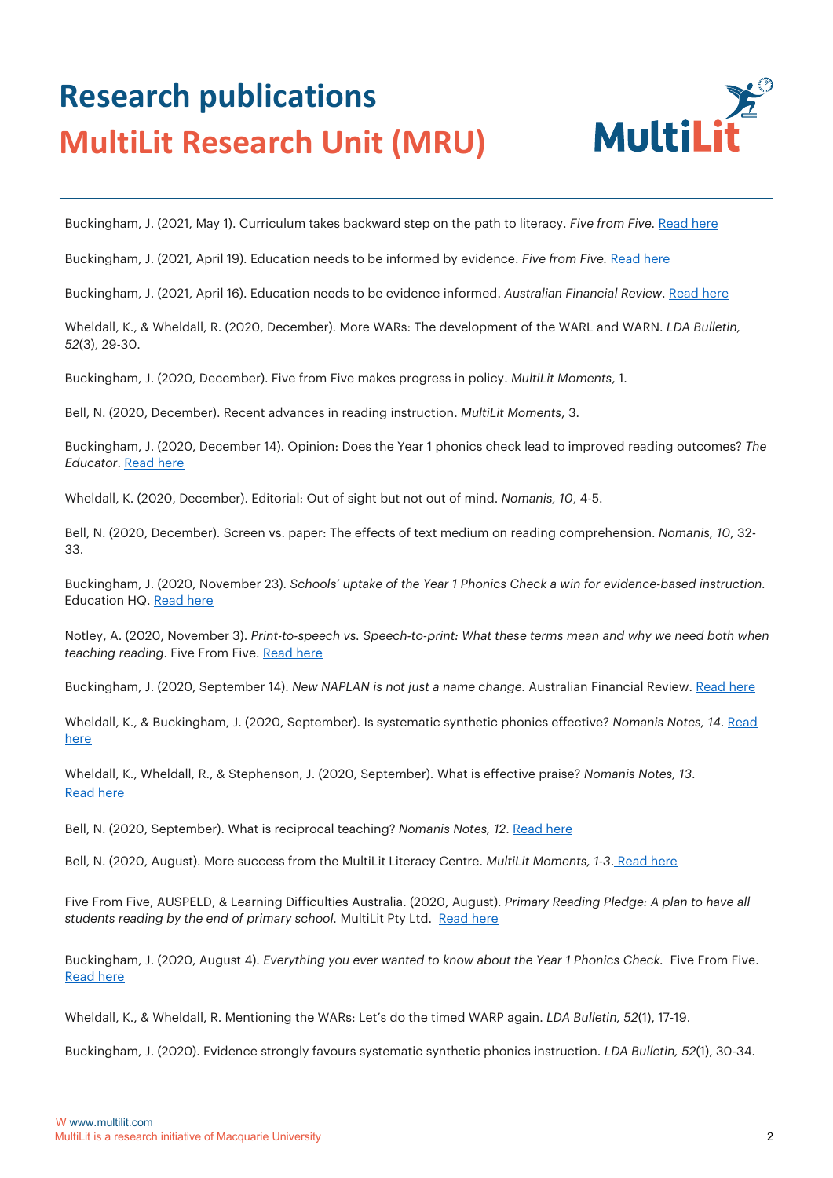# Research publications

## MultiLit Research Unit (MRU)

Buckingham, J. (2021, May 1). Curriculum takes backward step on the path to literacy. *Five from Five*. Read here

Buckingham, J. (2021, April 19). Education needs to be informed by evidence. *Five from Five.* Read here

Buckingham, J. (2021, April 16). Education needs to be evidence informed. *Australian Financial Review*. Read here

Wheldall, K., & Wheldall, R. (2020, December). More WARs: The development of the WARL and WARN. *LDA Bulletin, 52*(3), 29-30.

Buckingham, J. (2020, December). Five from Five makes progress in policy. *MultiLit Moments*, 1.

Bell, N. (2020, December). Recent advances in reading instruction. *MultiLit Moments*, 3.

Buckingham, J. (2020, December 14). Opinion: Does the Year 1 phonics check lead to improved reading outcomes? *The Educator*. Read here

Wheldall, K. (2020, December). Editorial: Out of sight but not out of mind. *Nomanis, 10*, 4-5.

Bell, N. (2020, December). Screen vs. paper: The effects of text medium on reading comprehension. *Nomanis, 10*, 32-33.

Buckingham, J. (2020, November 23). *Schools' uptake of the Year 1 Phonics Check a win for evidence-based instruction.* Education HQ. Read here

Notley, A. (2020, November 3). *Print-to-speech vs. Speech-to-print: What these terms mean and why we need both when teaching reading*. Five From Five. Read here

Buckingham, J. (2020, September 14). *New NAPLAN is not just a name change*. Australian Financial Review. Read here

Wheldall, K., & Buckingham, J. (2020, September). Is systematic synthetic phonics effective? *Nomanis Notes, 14*. Read here

Wheldall, K., Wheldall, R., & Stephenson, J. (2020, September). What is effective praise? *Nomanis Notes, 13*. Read here

Bell, N. (2020, September). What is reciprocal teaching? *Nomanis Notes, 12*. Read here

Bell, N. (2020, August). More success from the MultiLit Literacy Centre. *MultiLit Moments, 1-3*. Read here

Five From Five, AUSPELD, & Learning Difficulties Australia. (2020, August). *Primary Reading Pledge: A plan to have all students reading by the end of primary school.* MultiLit Pty Ltd. Read here

Buckingham, J. (2020, August 4). *Everything you ever wanted to know about the Year 1 Phonics Check.* Five From Five. Read here

Wheldall, K., & Wheldall, R. Mentioning the WARs: Let's do the timed WARP again. *LDA Bulletin, 52*(1), 17-19.

Buckingham, J. (2020). Evidence strongly favours systematic synthetic phonics instruction. *LDA Bulletin, 52*(1), 30-34.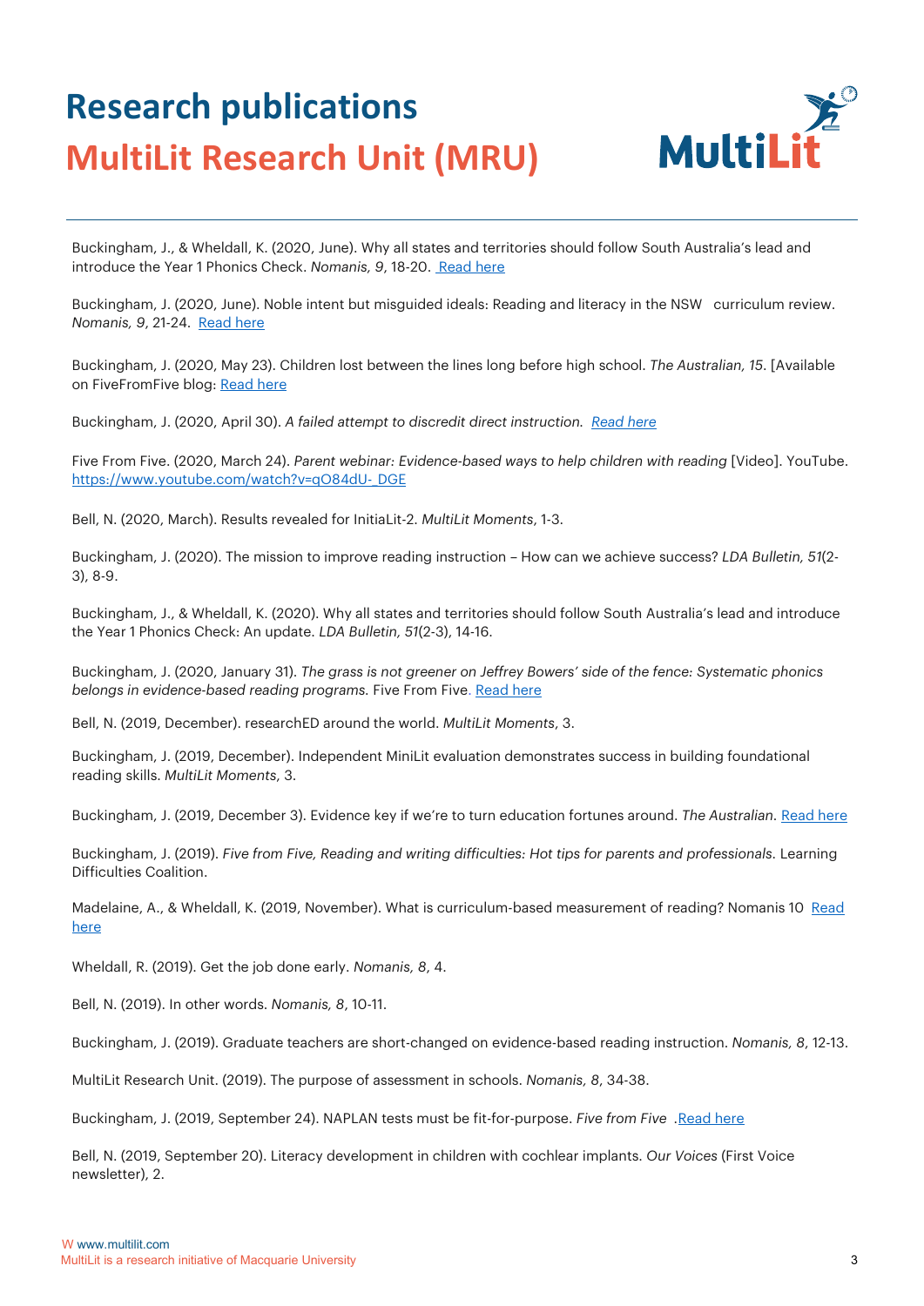# Research publications

## MultiLit Research Unit (MRU)

Buckingham, J., & Wheldall, K. (2020, June). Why all states and territories should follow South Australia's lead and introduce the Year 1 Phonics Check. *Nomanis, 9*, 18-20. Read here

Buckingham, J. (2020, June). Noble intent but misguided ideals: Reading and literacy in the NSW curriculum review. *Nomanis, 9*, 21-24. Read here

Buckingham, J. (2020, May 23). Children lost between the lines long before high school. *The Australian, 15*. [Available on FiveFromFive blog: Read here

Buckingham, J. (2020, April 30). *A failed attempt to discredit direct instruction.* *Read here*

Five From Five. (2020, March 24). *Parent webinar: Evidence-based ways to help children with reading* [Video]. YouTube. https://www.youtube.com/watch?v=qO84dU-_DGE

Bell, N. (2020, March). Results revealed for InitiaLit-2. *MultiLit Moments*, 1-3.

Buckingham, J. (2020). The mission to improve reading instruction – How can we achieve success? *LDA Bulletin, 51*(2-3), 8-9.

Buckingham, J., & Wheldall, K. (2020). Why all states and territories should follow South Australia's lead and introduce the Year 1 Phonics Check: An update. *LDA Bulletin, 51*(2-3), 14-16.

Buckingham, J. (2020, January 31). *The grass is not greener on Jeffrey Bowers' side of the fence: Systematic phonics belongs in evidence-based reading programs.* Five From Five. Read here

Bell, N. (2019, December). researchED around the world. *MultiLit Moments*, 3.

Buckingham, J. (2019, December). Independent MiniLit evaluation demonstrates success in building foundational reading skills. *MultiLit Moments*, 3.

Buckingham, J. (2019, December 3). Evidence key if we're to turn education fortunes around. *The Australian*. Read here

Buckingham, J. (2019). *Five from Five, Reading and writing difficulties: Hot tips for parents and professionals*. Learning Difficulties Coalition.

Madelaine, A., & Wheldall, K. (2019, November). What is curriculum-based measurement of reading? Nomanis 10 Read here

Wheldall, R. (2019). Get the job done early. *Nomanis, 8*, 4.

Bell, N. (2019). In other words. *Nomanis, 8*, 10-11.

Buckingham, J. (2019). Graduate teachers are short-changed on evidence-based reading instruction. *Nomanis, 8*, 12-13.

MultiLit Research Unit. (2019). The purpose of assessment in schools. *Nomanis, 8*, 34-38.

Buckingham, J. (2019, September 24). NAPLAN tests must be fit-for-purpose. *Five from Five* .Read here

Bell, N. (2019, September 20). Literacy development in children with cochlear implants. *Our Voices* (First Voice newsletter), 2.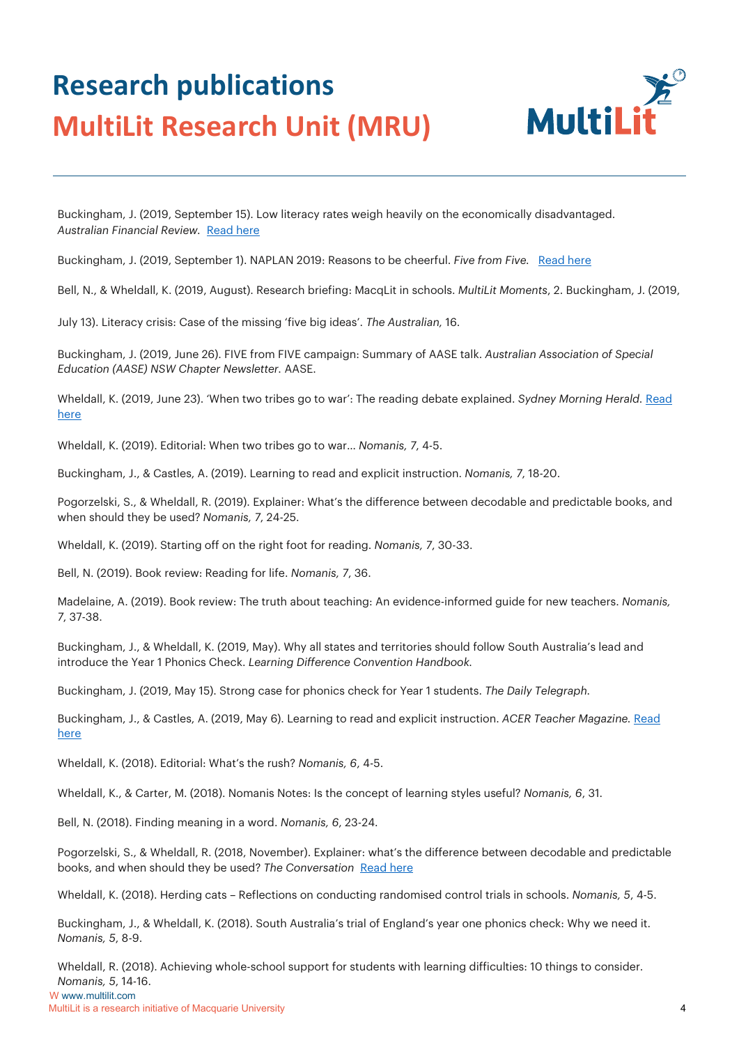# Research publications

## MultiLit Research Unit (MRU)

Buckingham, J. (2019, September 15). Low literacy rates weigh heavily on the economically disadvantaged. *Australian Financial Review*. Read here

Buckingham, J. (2019, September 1). NAPLAN 2019: Reasons to be cheerful. *Five from Five*. Read here

Bell, N., & Wheldall, K. (2019, August). Research briefing: MacqLit in schools. *MultiLit Moments*, 2. Buckingham, J. (2019,

July 13). Literacy crisis: Case of the missing 'five big ideas'. *The Australian,* 16.

Buckingham, J. (2019, June 26). FIVE from FIVE campaign: Summary of AASE talk. *Australian Association of Special Education (AASE) NSW Chapter Newsletter*. AASE.

Wheldall, K. (2019, June 23). 'When two tribes go to war': The reading debate explained. *Sydney Morning Herald*. Read here

Wheldall, K. (2019). Editorial: When two tribes go to war… *Nomanis, 7*, 4-5.

Buckingham, J., & Castles, A. (2019). Learning to read and explicit instruction. *Nomanis, 7*, 18-20.

Pogorzelski, S., & Wheldall, R. (2019). Explainer: What's the difference between decodable and predictable books, and when should they be used? *Nomanis, 7*, 24-25.

Wheldall, K. (2019). Starting off on the right foot for reading. *Nomanis, 7*, 30-33.

Bell, N. (2019). Book review: Reading for life. *Nomanis, 7*, 36.

Madelaine, A. (2019). Book review: The truth about teaching: An evidence-informed guide for new teachers. *Nomanis, 7*, 37-38.

Buckingham, J., & Wheldall, K. (2019, May). Why all states and territories should follow South Australia's lead and introduce the Year 1 Phonics Check. *Learning Difference Convention Handbook*.

Buckingham, J. (2019, May 15). Strong case for phonics check for Year 1 students. *The Daily Telegraph*.

Buckingham, J., & Castles, A. (2019, May 6). Learning to read and explicit instruction. *ACER Teacher Magazine*. Read here

Wheldall, K. (2018). Editorial: What's the rush? *Nomanis, 6*, 4-5.

Wheldall, K., & Carter, M. (2018). Nomanis Notes: Is the concept of learning styles useful? *Nomanis, 6*, 31.

Bell, N. (2018). Finding meaning in a word. *Nomanis, 6*, 23-24.

Pogorzelski, S., & Wheldall, R. (2018, November). Explainer: what's the difference between decodable and predictable books, and when should they be used? *The Conversation* Read here

Wheldall, K. (2018). Herding cats – Reflections on conducting randomised control trials in schools. *Nomanis, 5*, 4-5.

Buckingham, J., & Wheldall, K. (2018). South Australia's trial of England's year one phonics check: Why we need it. *Nomanis, 5*, 8-9.

Wheldall, R. (2018). Achieving whole-school support for students with learning difficulties: 10 things to consider. *Nomanis, 5*, 14-16.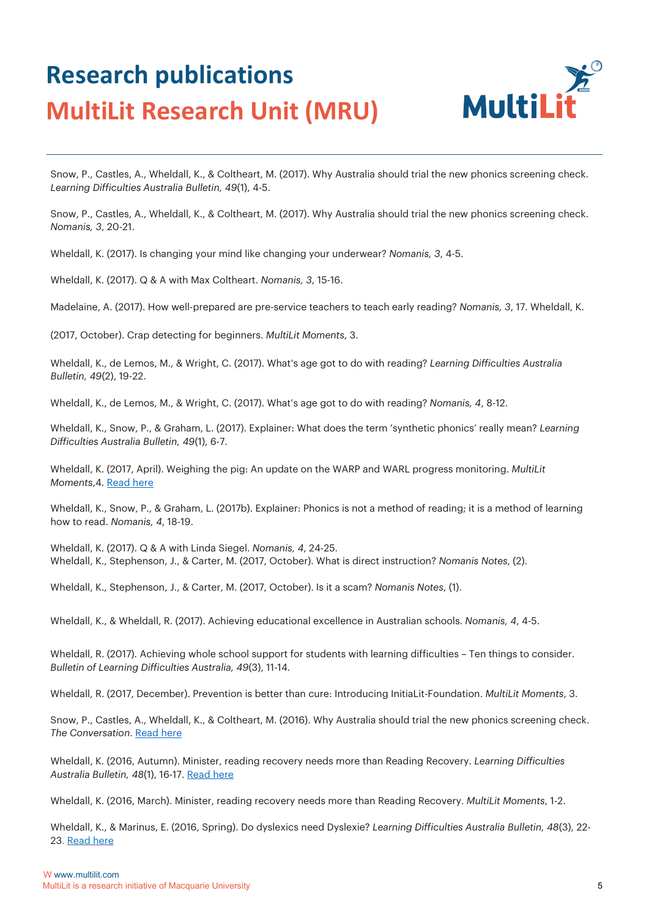# Research publications

## MultiLit Research Unit (MRU)

Snow, P., Castles, A., Wheldall, K., & Coltheart, M. (2017). Why Australia should trial the new phonics screening check. *Learning Difficulties Australia Bulletin, 49*(1), 4-5.

Snow, P., Castles, A., Wheldall, K., & Coltheart, M. (2017). Why Australia should trial the new phonics screening check. *Nomanis, 3*, 20-21.

Wheldall, K. (2017). Is changing your mind like changing your underwear? *Nomanis, 3*, 4-5.

Wheldall, K. (2017). Q & A with Max Coltheart. *Nomanis, 3*, 15-16.

Madelaine, A. (2017). How well-prepared are pre-service teachers to teach early reading? *Nomanis, 3*, 17. Wheldall, K.

(2017, October). Crap detecting for beginners. *MultiLit Moments*, 3.

Wheldall, K., de Lemos, M., & Wright, C. (2017). What's age got to do with reading? *Learning Difficulties Australia Bulletin, 49*(2), 19-22.

Wheldall, K., de Lemos, M., & Wright, C. (2017). What's age got to do with reading? *Nomanis, 4*, 8-12.

Wheldall, K., Snow, P., & Graham, L. (2017). Explainer: What does the term 'synthetic phonics' really mean? *Learning Difficulties Australia Bulletin, 49*(1), 6-7.

Wheldall, K. (2017, April). Weighing the pig: An update on the WARP and WARL progress monitoring. *MultiLit Moments*,4. Read here

Wheldall, K., Snow, P., & Graham, L. (2017b). Explainer: Phonics is not a method of reading; it is a method of learning how to read. *Nomanis, 4*, 18-19.

Wheldall, K. (2017). Q & A with Linda Siegel. *Nomanis, 4*, 24-25.
Wheldall, K., Stephenson, J., & Carter, M. (2017, October). What is direct instruction? *Nomanis Notes*, (2).

Wheldall, K., Stephenson, J., & Carter, M. (2017, October). Is it a scam? *Nomanis Notes*, (1).

Wheldall, K., & Wheldall, R. (2017). Achieving educational excellence in Australian schools. *Nomanis, 4*, 4-5.

Wheldall, R. (2017). Achieving whole school support for students with learning difficulties – Ten things to consider. *Bulletin of Learning Difficulties Australia, 49*(3), 11-14.

Wheldall, R. (2017, December). Prevention is better than cure: Introducing InitiaLit-Foundation. *MultiLit Moments*, 3.

Snow, P., Castles, A., Wheldall, K., & Coltheart, M. (2016). Why Australia should trial the new phonics screening check. *The Conversation*. Read here

Wheldall, K. (2016, Autumn). Minister, reading recovery needs more than Reading Recovery. *Learning Difficulties Australia Bulletin, 48*(1), 16-17. Read here

Wheldall, K. (2016, March). Minister, reading recovery needs more than Reading Recovery. *MultiLit Moments*, 1-2.

Wheldall, K., & Marinus, E. (2016, Spring). Do dyslexics need Dyslexie? *Learning Difficulties Australia Bulletin, 48*(3), 22-23. Read here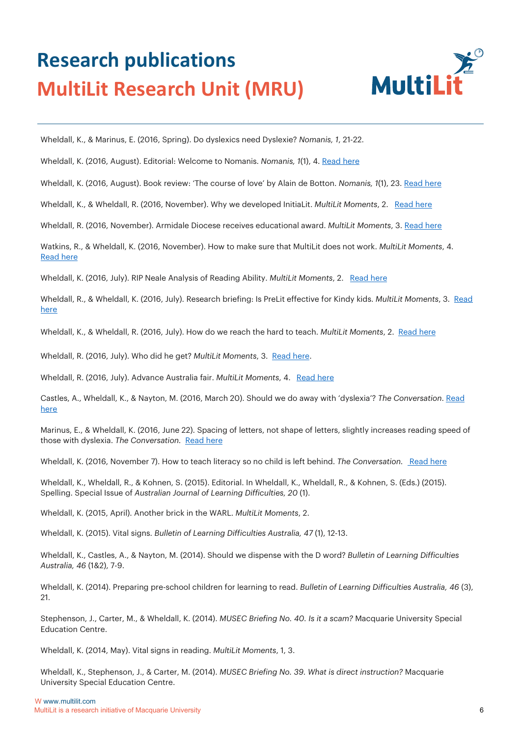# Research publications

## MultiLit Research Unit (MRU)

Wheldall, K., & Marinus, E. (2016, Spring). Do dyslexics need Dyslexie? *Nomanis, 1*, 21-22.

Wheldall, K. (2016, August). Editorial: Welcome to Nomanis. *Nomanis, 1*(1), 4. Read here

Wheldall, K. (2016, August). Book review: 'The course of love' by Alain de Botton. *Nomanis, 1*(1), 23. Read here

Wheldall, K., & Wheldall, R. (2016, November). Why we developed InitiaLit. *MultiLit Moments*, 2. Read here

Wheldall, R. (2016, November). Armidale Diocese receives educational award. *MultiLit Moments*, 3. Read here

Watkins, R., & Wheldall, K. (2016, November). How to make sure that MultiLit does not work. *MultiLit Moments*, 4. Read here

Wheldall, K. (2016, July). RIP Neale Analysis of Reading Ability. *MultiLit Moments*, 2. Read here

Wheldall, R., & Wheldall, K. (2016, July). Research briefing: Is PreLit effective for Kindy kids. *MultiLit Moments*, 3. Read here

Wheldall, K., & Wheldall, R. (2016, July). How do we reach the hard to teach. *MultiLit Moments*, 2. Read here

Wheldall, R. (2016, July). Who did he get? *MultiLit Moments*, 3. Read here.

Wheldall, R. (2016, July). Advance Australia fair. *MultiLit Moments*, 4. Read here

Castles, A., Wheldall, K., & Nayton, M. (2016, March 20). Should we do away with 'dyslexia'? *The Conversation*. Read here

Marinus, E., & Wheldall, K. (2016, June 22). Spacing of letters, not shape of letters, slightly increases reading speed of those with dyslexia. *The Conversation*. Read here

Wheldall, K. (2016, November 7). How to teach literacy so no child is left behind. *The Conversation*. Read here

Wheldall, K., Wheldall, R., & Kohnen, S. (2015). Editorial. In Wheldall, K., Wheldall, R., & Kohnen, S. (Eds.) (2015). Spelling. Special Issue of *Australian Journal of Learning Difficulties, 20* (1).

Wheldall, K. (2015, April). Another brick in the WARL. *MultiLit Moments*, 2.

Wheldall, K. (2015). Vital signs. *Bulletin of Learning Difficulties Australia, 47* (1), 12-13.

Wheldall, K., Castles, A., & Nayton, M. (2014). Should we dispense with the D word? *Bulletin of Learning Difficulties Australia, 46* (1&2), 7-9.

Wheldall, K. (2014). Preparing pre-school children for learning to read. *Bulletin of Learning Difficulties Australia, 46* (3), 21.

Stephenson, J., Carter, M., & Wheldall, K. (2014). *MUSEC Briefing No. 40. Is it a scam?* Macquarie University Special Education Centre.

Wheldall, K. (2014, May). Vital signs in reading. *MultiLit Moments*, 1, 3.

Wheldall, K., Stephenson, J., & Carter, M. (2014). *MUSEC Briefing No. 39. What is direct instruction?* Macquarie University Special Education Centre.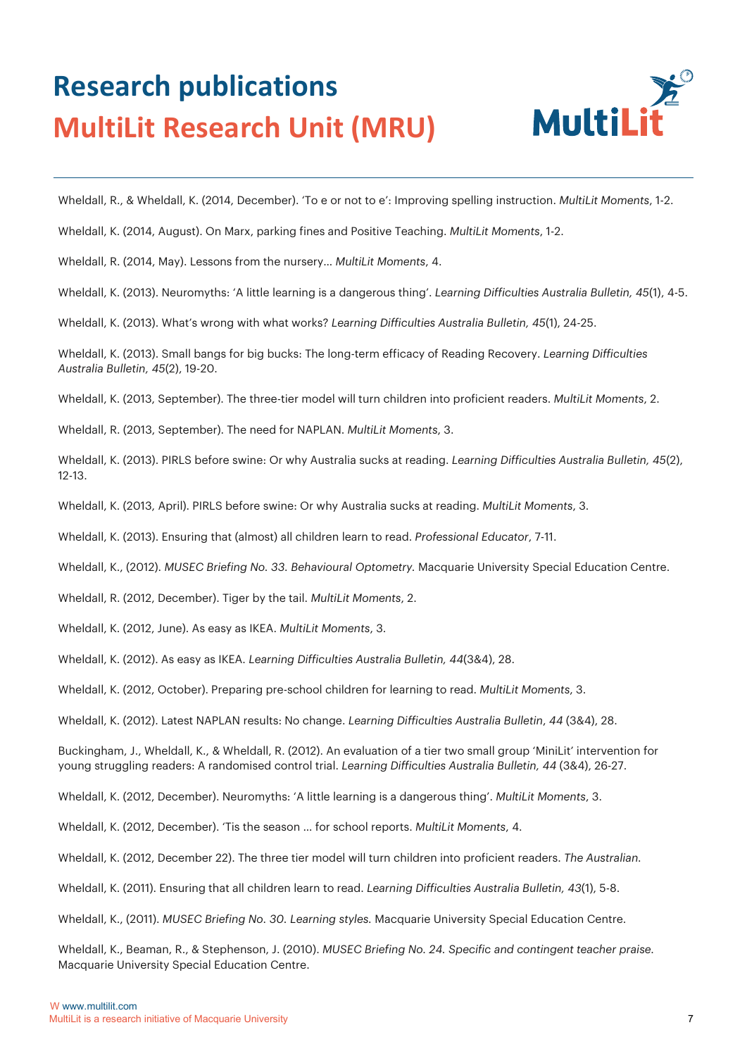# Research publications

## MultiLit Research Unit (MRU)

Wheldall, R., & Wheldall, K. (2014, December). 'To e or not to e': Improving spelling instruction. *MultiLit Moments*, 1-2.

Wheldall, K. (2014, August). On Marx, parking fines and Positive Teaching. *MultiLit Moments*, 1-2.

Wheldall, R. (2014, May). Lessons from the nursery… *MultiLit Moments*, 4.

Wheldall, K. (2013). Neuromyths: 'A little learning is a dangerous thing'. *Learning Difficulties Australia Bulletin, 45*(1), 4-5.

Wheldall, K. (2013). What's wrong with what works? *Learning Difficulties Australia Bulletin, 45*(1), 24-25.

Wheldall, K. (2013). Small bangs for big bucks: The long-term efficacy of Reading Recovery. *Learning Difficulties Australia Bulletin, 45*(2), 19-20.

Wheldall, K. (2013, September). The three-tier model will turn children into proficient readers. *MultiLit Moments*, 2.

Wheldall, R. (2013, September). The need for NAPLAN. *MultiLit Moments*, 3.

Wheldall, K. (2013). PIRLS before swine: Or why Australia sucks at reading. *Learning Difficulties Australia Bulletin, 45*(2), 12-13.

Wheldall, K. (2013, April). PIRLS before swine: Or why Australia sucks at reading. *MultiLit Moments*, 3.

Wheldall, K. (2013). Ensuring that (almost) all children learn to read. *Professional Educator*, 7-11.

Wheldall, K., (2012). *MUSEC Briefing No. 33. Behavioural Optometry.* Macquarie University Special Education Centre.

Wheldall, R. (2012, December). Tiger by the tail. *MultiLit Moments*, 2.

Wheldall, K. (2012, June). As easy as IKEA. *MultiLit Moments*, 3.

Wheldall, K. (2012). As easy as IKEA. *Learning Difficulties Australia Bulletin, 44*(3&4), 28.

Wheldall, K. (2012, October). Preparing pre-school children for learning to read. *MultiLit Moments*, 3.

Wheldall, K. (2012). Latest NAPLAN results: No change. *Learning Difficulties Australia Bulletin*, *44* (3&4), 28.

Buckingham, J., Wheldall, K., & Wheldall, R. (2012). An evaluation of a tier two small group 'MiniLit' intervention for young struggling readers: A randomised control trial. *Learning Difficulties Australia Bulletin, 44* (3&4), 26-27.

Wheldall, K. (2012, December). Neuromyths: 'A little learning is a dangerous thing'. *MultiLit Moments*, 3.

Wheldall, K. (2012, December). 'Tis the season … for school reports. *MultiLit Moments*, 4.

Wheldall, K. (2012, December 22). The three tier model will turn children into proficient readers. *The Australian.*

Wheldall, K. (2011). Ensuring that all children learn to read. *Learning Difficulties Australia Bulletin, 43*(1), 5-8.

Wheldall, K., (2011). *MUSEC Briefing No. 30. Learning styles.* Macquarie University Special Education Centre.

Wheldall, K., Beaman, R., & Stephenson, J. (2010). *MUSEC Briefing No. 24. Specific and contingent teacher praise.* Macquarie University Special Education Centre.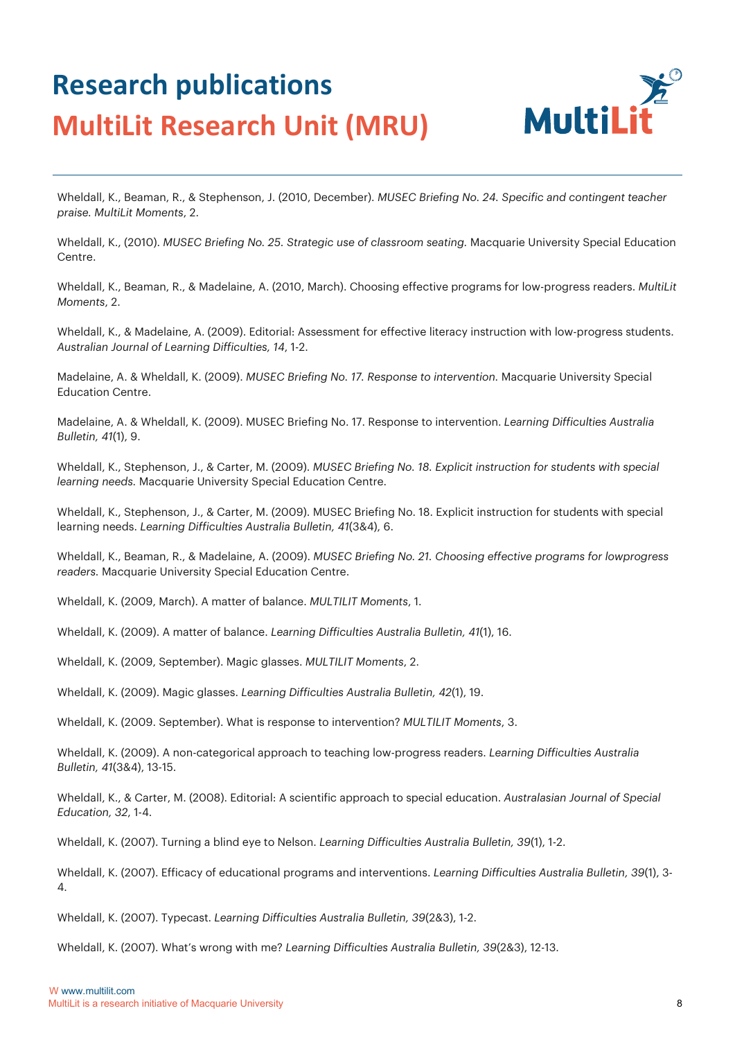# Research publications

## MultiLit Research Unit (MRU)

Wheldall, K., Beaman, R., & Stephenson, J. (2010, December). *MUSEC Briefing No. 24. Specific and contingent teacher praise. MultiLit Moments*, 2.

Wheldall, K., (2010). *MUSEC Briefing No. 25. Strategic use of classroom seating.* Macquarie University Special Education Centre.

Wheldall, K., Beaman, R., & Madelaine, A. (2010, March). Choosing effective programs for low-progress readers. *MultiLit Moments*, 2.

Wheldall, K., & Madelaine, A. (2009). Editorial: Assessment for effective literacy instruction with low-progress students. *Australian Journal of Learning Difficulties, 14*, 1-2.

Madelaine, A. & Wheldall, K. (2009). *MUSEC Briefing No. 17. Response to intervention.* Macquarie University Special Education Centre.

Madelaine, A. & Wheldall, K. (2009). MUSEC Briefing No. 17. Response to intervention. *Learning Difficulties Australia Bulletin, 41*(1), 9.

Wheldall, K., Stephenson, J., & Carter, M. (2009). *MUSEC Briefing No. 18. Explicit instruction for students with special learning needs.* Macquarie University Special Education Centre.

Wheldall, K., Stephenson, J., & Carter, M. (2009). MUSEC Briefing No. 18. Explicit instruction for students with special learning needs. *Learning Difficulties Australia Bulletin, 41*(3&4), 6.

Wheldall, K., Beaman, R., & Madelaine, A. (2009). *MUSEC Briefing No. 21. Choosing effective programs for lowprogress readers.* Macquarie University Special Education Centre.

Wheldall, K. (2009, March). A matter of balance. *MULTILIT Moments*, 1.

Wheldall, K. (2009). A matter of balance. *Learning Difficulties Australia Bulletin, 41*(1), 16.

Wheldall, K. (2009, September). Magic glasses. *MULTILIT Moments*, 2.

Wheldall, K. (2009). Magic glasses. *Learning Difficulties Australia Bulletin, 42*(1), 19.

Wheldall, K. (2009. September). What is response to intervention? *MULTILIT Moments*, 3.

Wheldall, K. (2009). A non-categorical approach to teaching low-progress readers. *Learning Difficulties Australia Bulletin, 41*(3&4), 13-15.

Wheldall, K., & Carter, M. (2008). Editorial: A scientific approach to special education. *Australasian Journal of Special Education, 32*, 1-4.

Wheldall, K. (2007). Turning a blind eye to Nelson. *Learning Difficulties Australia Bulletin, 39*(1), 1-2.

Wheldall, K. (2007). Efficacy of educational programs and interventions. *Learning Difficulties Australia Bulletin, 39*(1), 3-4.

Wheldall, K. (2007). Typecast. *Learning Difficulties Australia Bulletin, 39*(2&3), 1-2.

Wheldall, K. (2007). What's wrong with me? *Learning Difficulties Australia Bulletin, 39*(2&3), 12-13.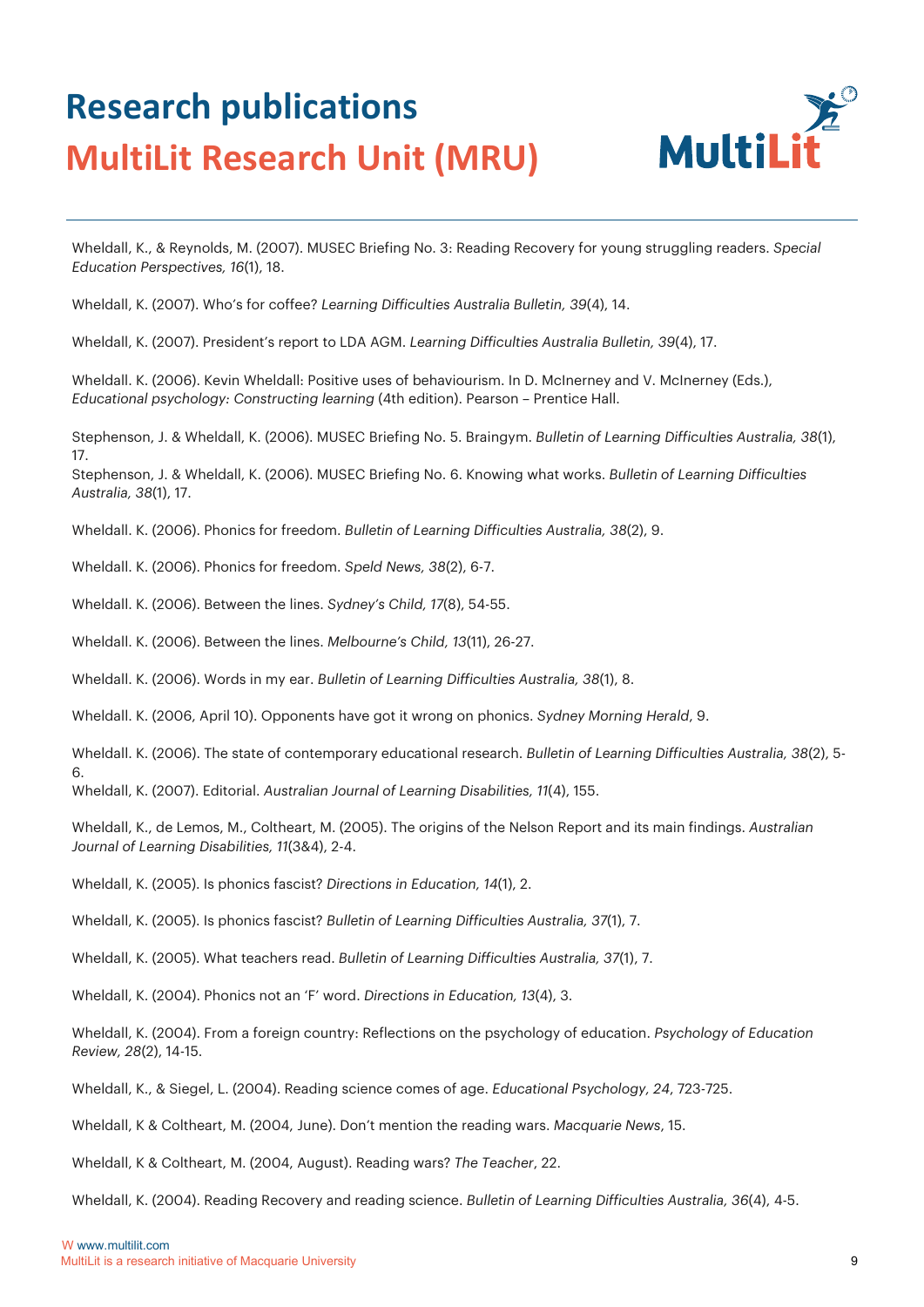# Research publications

## MultiLit Research Unit (MRU)

Wheldall, K., & Reynolds, M. (2007). MUSEC Briefing No. 3: Reading Recovery for young struggling readers. *Special Education Perspectives, 16*(1), 18.

Wheldall, K. (2007). Who's for coffee? *Learning Difficulties Australia Bulletin, 39*(4), 14.

Wheldall, K. (2007). President's report to LDA AGM. *Learning Difficulties Australia Bulletin, 39*(4), 17.

Wheldall. K. (2006). Kevin Wheldall: Positive uses of behaviourism. In D. McInerney and V. McInerney (Eds.), *Educational psychology: Constructing learning* (4th edition). Pearson – Prentice Hall.

Stephenson, J. & Wheldall, K. (2006). MUSEC Briefing No. 5. Braingym. *Bulletin of Learning Difficulties Australia, 38*(1), 17.

Stephenson, J. & Wheldall, K. (2006). MUSEC Briefing No. 6. Knowing what works. *Bulletin of Learning Difficulties Australia, 38*(1), 17.

Wheldall. K. (2006). Phonics for freedom. *Bulletin of Learning Difficulties Australia, 38*(2), 9.

Wheldall. K. (2006). Phonics for freedom. *Speld News, 38*(2), 6-7.

Wheldall. K. (2006). Between the lines. *Sydney's Child, 17*(8), 54-55.

Wheldall. K. (2006). Between the lines. *Melbourne's Child, 13*(11), 26-27.

Wheldall. K. (2006). Words in my ear. *Bulletin of Learning Difficulties Australia, 38*(1), 8.

Wheldall. K. (2006, April 10). Opponents have got it wrong on phonics. *Sydney Morning Herald*, 9.

Wheldall. K. (2006). The state of contemporary educational research. *Bulletin of Learning Difficulties Australia, 38*(2), 5-6.

Wheldall, K. (2007). Editorial. *Australian Journal of Learning Disabilities, 11*(4), 155.

Wheldall, K., de Lemos, M., Coltheart, M. (2005). The origins of the Nelson Report and its main findings. *Australian Journal of Learning Disabilities, 11*(3&4), 2-4.

Wheldall, K. (2005). Is phonics fascist? *Directions in Education, 14*(1), 2.

Wheldall, K. (2005). Is phonics fascist? *Bulletin of Learning Difficulties Australia, 37*(1), 7.

Wheldall, K. (2005). What teachers read. *Bulletin of Learning Difficulties Australia, 37*(1), 7.

Wheldall, K. (2004). Phonics not an 'F' word. *Directions in Education, 13*(4), 3.

Wheldall, K. (2004). From a foreign country: Reflections on the psychology of education. *Psychology of Education Review, 28*(2), 14-15.

Wheldall, K., & Siegel, L. (2004). Reading science comes of age. *Educational Psychology, 24*, 723-725.

Wheldall, K & Coltheart, M. (2004, June). Don't mention the reading wars. *Macquarie News*, 15.

Wheldall, K & Coltheart, M. (2004, August). Reading wars? *The Teacher*, 22.

Wheldall, K. (2004). Reading Recovery and reading science. *Bulletin of Learning Difficulties Australia, 36*(4), 4-5.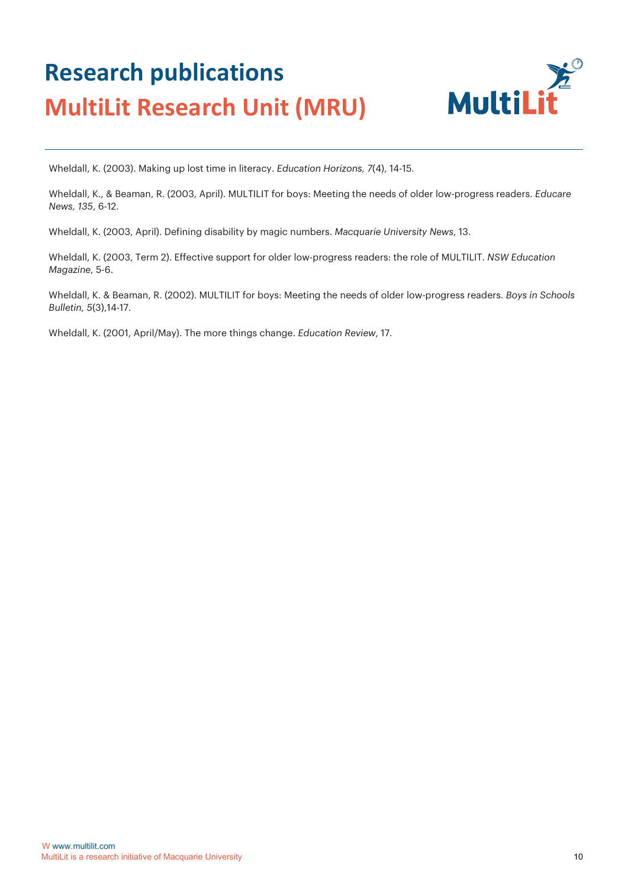# Research publications

## MultiLit Research Unit (MRU)

Wheldall, K. (2003). Making up lost time in literacy. *Education Horizons, 7*(4), 14-15.

Wheldall, K., & Beaman, R. (2003, April). MULTILIT for boys: Meeting the needs of older low-progress readers. *Educare News, 135*, 6-12.

Wheldall, K. (2003, April). Defining disability by magic numbers. *Macquarie University News*, 13.

Wheldall, K. (2003, Term 2). Effective support for older low-progress readers: the role of MULTILIT. *NSW Education Magazine*, 5-6.

Wheldall, K. & Beaman, R. (2002). MULTILIT for boys: Meeting the needs of older low-progress readers. *Boys in Schools Bulletin, 5*(3),14-17.

Wheldall, K. (2001, April/May). The more things change. *Education Review*, 17.